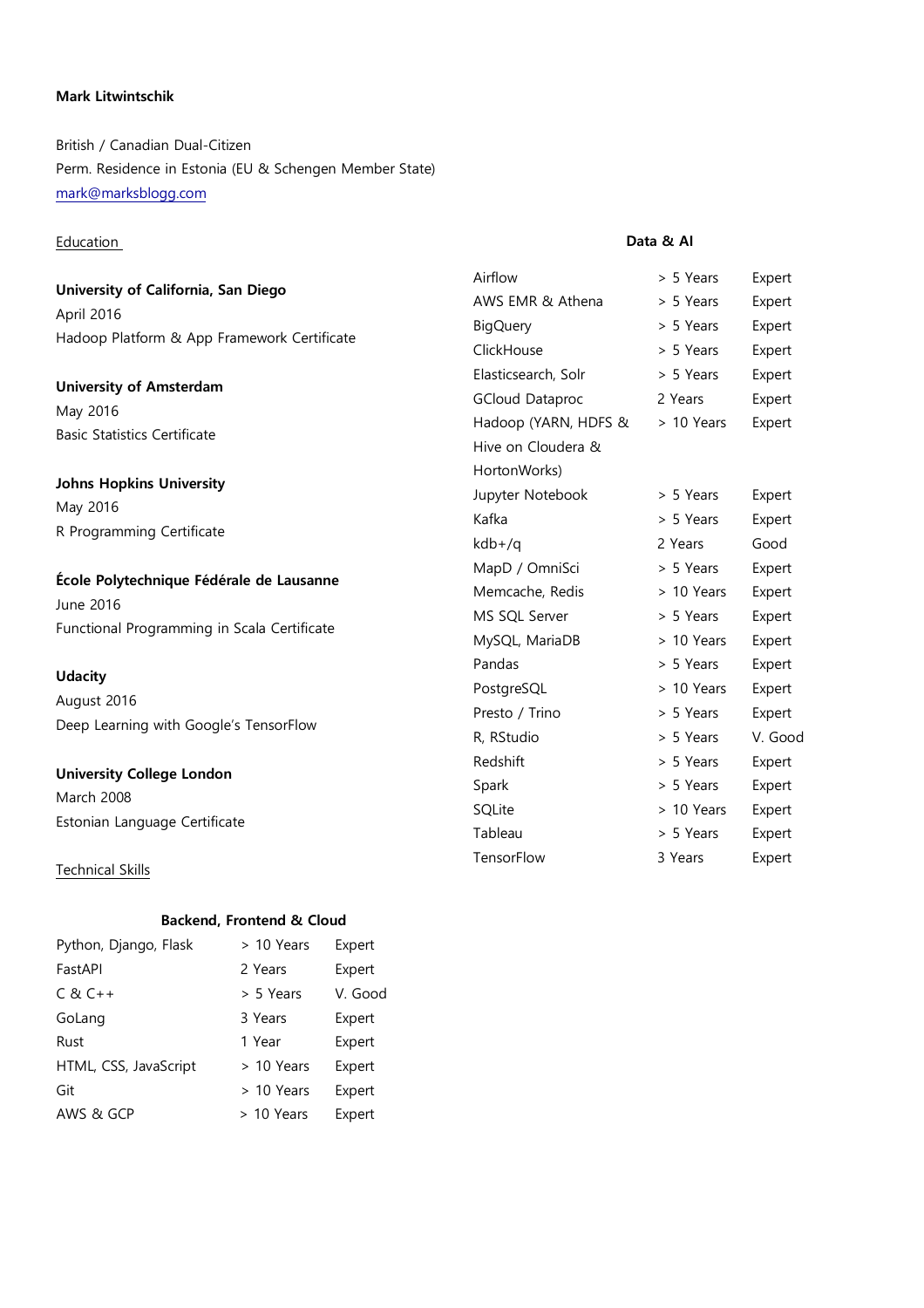**Mark Litwintschik**

British / Canadian Dual-Citizen
Perm. Residence in Estonia (EU & Schengen Member State)
[mark@marksblogg.com](mailto:mark@marksblogg.com)

## Education

**University of California, San Diego**
April 2016
Hadoop Platform & App Framework Certificate

**University of Amsterdam**
May 2016
Basic Statistics Certificate

**Johns Hopkins University**
May 2016
R Programming Certificate

**École Polytechnique Fédérale de Lausanne**
June 2016
Functional Programming in Scala Certificate

**Udacity**
August 2016
Deep Learning with Google's TensorFlow

**University College London**
March 2008
Estonian Language Certificate

## Technical Skills

### Backend, Frontend & Cloud

| Skill | Experience | Level |
| --- | --- | --- |
| Python, Django, Flask | > 10 Years | Expert |
| FastAPI | 2 Years | Expert |
| C & C++ | > 5 Years | V. Good |
| GoLang | 3 Years | Expert |
| Rust | 1 Year | Expert |
| HTML, CSS, JavaScript | > 10 Years | Expert |
| Git | > 10 Years | Expert |
| AWS & GCP | > 10 Years | Expert |

### Data & AI

| Skill | Experience | Level |
| --- | --- | --- |
| Airflow | > 5 Years | Expert |
| AWS EMR & Athena | > 5 Years | Expert |
| BigQuery | > 5 Years | Expert |
| ClickHouse | > 5 Years | Expert |
| Elasticsearch, Solr | > 5 Years | Expert |
| GCloud Dataproc | 2 Years | Expert |
| Hadoop (YARN, HDFS & Hive on Cloudera & HortonWorks) | > 10 Years | Expert |
| Jupyter Notebook | > 5 Years | Expert |
| Kafka | > 5 Years | Expert |
| kdb+/q | 2 Years | Good |
| MapD / OmniSci | > 5 Years | Expert |
| Memcache, Redis | > 10 Years | Expert |
| MS SQL Server | > 5 Years | Expert |
| MySQL, MariaDB | > 10 Years | Expert |
| Pandas | > 5 Years | Expert |
| PostgreSQL | > 10 Years | Expert |
| Presto / Trino | > 5 Years | Expert |
| R, RStudio | > 5 Years | V. Good |
| Redshift | > 5 Years | Expert |
| Spark | > 5 Years | Expert |
| SQLite | > 10 Years | Expert |
| Tableau | > 5 Years | Expert |
| TensorFlow | 3 Years | Expert |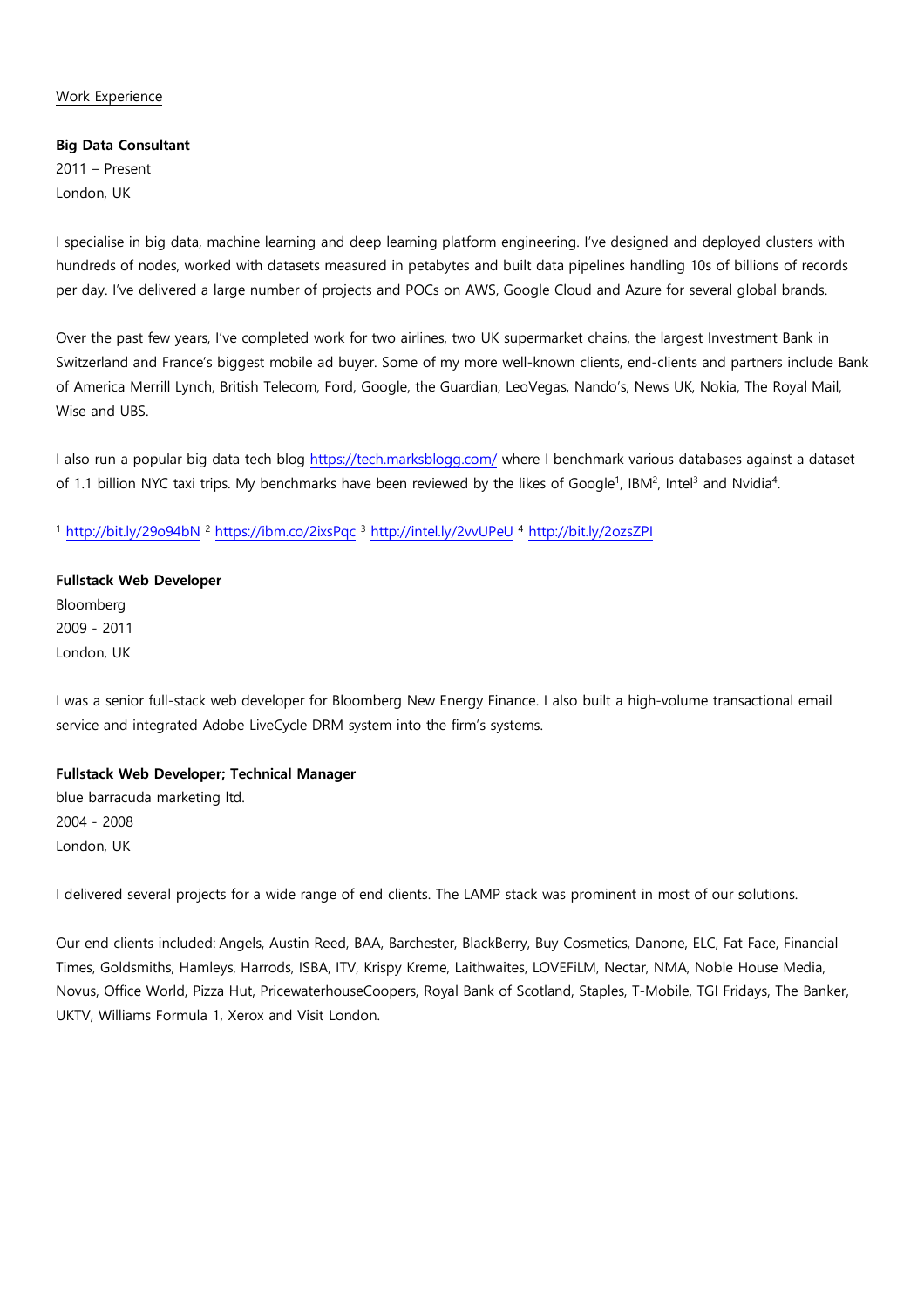## Work Experience

**Big Data Consultant**
2011 – Present
London, UK

I specialise in big data, machine learning and deep learning platform engineering. I've designed and deployed clusters with hundreds of nodes, worked with datasets measured in petabytes and built data pipelines handling 10s of billions of records per day. I've delivered a large number of projects and POCs on AWS, Google Cloud and Azure for several global brands.

Over the past few years, I've completed work for two airlines, two UK supermarket chains, the largest Investment Bank in Switzerland and France's biggest mobile ad buyer. Some of my more well-known clients, end-clients and partners include Bank of America Merrill Lynch, British Telecom, Ford, Google, the Guardian, LeoVegas, Nando's, News UK, Nokia, The Royal Mail, Wise and UBS.

I also run a popular big data tech blog https://tech.marksblogg.com/ where I benchmark various databases against a dataset of 1.1 billion NYC taxi trips. My benchmarks have been reviewed by the likes of Google[1], IBM[2], Intel[3] and Nvidia[4].

[1] http://bit.ly/29o94bN [2] https://ibm.co/2ixsPqc [3] http://intel.ly/2vvUPeU [4] http://bit.ly/2ozsZPI

**Fullstack Web Developer**
Bloomberg
2009 - 2011
London, UK

I was a senior full-stack web developer for Bloomberg New Energy Finance. I also built a high-volume transactional email service and integrated Adobe LiveCycle DRM system into the firm's systems.

**Fullstack Web Developer; Technical Manager**
blue barracuda marketing ltd.
2004 - 2008
London, UK

I delivered several projects for a wide range of end clients. The LAMP stack was prominent in most of our solutions.

Our end clients included: Angels, Austin Reed, BAA, Barchester, BlackBerry, Buy Cosmetics, Danone, ELC, Fat Face, Financial Times, Goldsmiths, Hamleys, Harrods, ISBA, ITV, Krispy Kreme, Laithwaites, LOVEFiLM, Nectar, NMA, Noble House Media, Novus, Office World, Pizza Hut, PricewaterhouseCoopers, Royal Bank of Scotland, Staples, T-Mobile, TGI Fridays, The Banker, UKTV, Williams Formula 1, Xerox and Visit London.